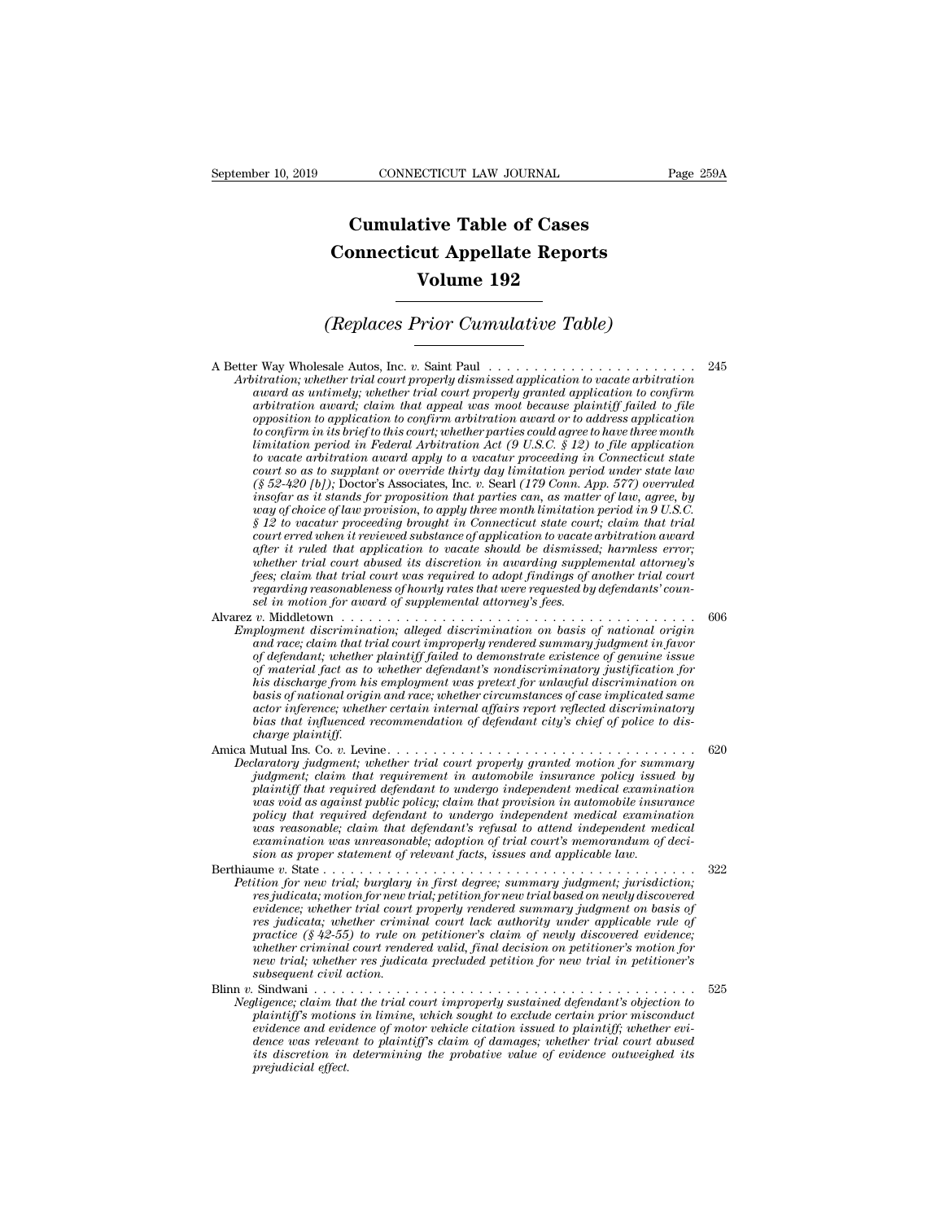# Cumulative Table of Cases
# Connecticut Appellate Reports
## Volume 192

### *(Replaces Prior Cumulative Table)*

A Better Way Wholesale Autos, Inc. *v.* Saint Paul . . . . . . . . . . . . . . . . . . . . . . . 245
*Arbitration; whether trial court properly dismissed application to vacate arbitration award as untimely; whether trial court properly granted application to confirm arbitration award; claim that appeal was moot because plaintiff failed to file opposition to application to confirm arbitration award or to address application to confirm in its brief to this court; whether parties could agree to have three month limitation period in Federal Arbitration Act (9 U.S.C. § 12) to file application to vacate arbitration award apply to a vacatur proceeding in Connecticut state court so as to supplant or override thirty day limitation period under state law (§ 52-420 [b]);* Doctor's Associates, Inc. *v.* Searl *(179 Conn. App. 577) overruled insofar as it stands for proposition that parties can, as matter of law, agree, by way of choice of law provision, to apply three month limitation period in 9 U.S.C. § 12 to vacatur proceeding brought in Connecticut state court; claim that trial court erred when it reviewed substance of application to vacate arbitration award after it ruled that application to vacate should be dismissed; harmless error; whether trial court abused its discretion in awarding supplemental attorney's fees; claim that trial court was required to adopt findings of another trial court regarding reasonableness of hourly rates that were requested by defendants' counsel in motion for award of supplemental attorney's fees.*

Alvarez *v.* Middletown . . . . . . . . . . . . . . . . . . . . . . . . . . . . . . . . . . . . . . . 606
*Employment discrimination; alleged discrimination on basis of national origin and race; claim that trial court improperly rendered summary judgment in favor of defendant; whether plaintiff failed to demonstrate existence of genuine issue of material fact as to whether defendant's nondiscriminatory justification for his discharge from his employment was pretext for unlawful discrimination on basis of national origin and race; whether circumstances of case implicated same actor inference; whether certain internal affairs report reflected discriminatory bias that influenced recommendation of defendant city's chief of police to discharge plaintiff.*

Amica Mutual Ins. Co. *v.* Levine. . . . . . . . . . . . . . . . . . . . . . . . . . . . . . . . . . 620
*Declaratory judgment; whether trial court properly granted motion for summary judgment; claim that requirement in automobile insurance policy issued by plaintiff that required defendant to undergo independent medical examination was void as against public policy; claim that provision in automobile insurance policy that required defendant to undergo independent medical examination was reasonable; claim that defendant's refusal to attend independent medical examination was unreasonable; adoption of trial court's memorandum of decision as proper statement of relevant facts, issues and applicable law.*

Berthiaume *v.* State . . . . . . . . . . . . . . . . . . . . . . . . . . . . . . . . . . . . . . . . 322
*Petition for new trial; burglary in first degree; summary judgment; jurisdiction; res judicata; motion for new trial; petition for new trial based on newly discovered evidence; whether trial court properly rendered summary judgment on basis of res judicata; whether criminal court lack authority under applicable rule of practice (§ 42-55) to rule on petitioner's claim of newly discovered evidence; whether criminal court rendered valid, final decision on petitioner's motion for new trial; whether res judicata precluded petition for new trial in petitioner's subsequent civil action.*

Blinn *v.* Sindwani . . . . . . . . . . . . . . . . . . . . . . . . . . . . . . . . . . . . . . . . 525
*Negligence; claim that the trial court improperly sustained defendant's objection to plaintiff's motions in limine, which sought to exclude certain prior misconduct evidence and evidence of motor vehicle citation issued to plaintiff; whether evidence was relevant to plaintiff's claim of damages; whether trial court abused its discretion in determining the probative value of evidence outweighed its prejudicial effect.*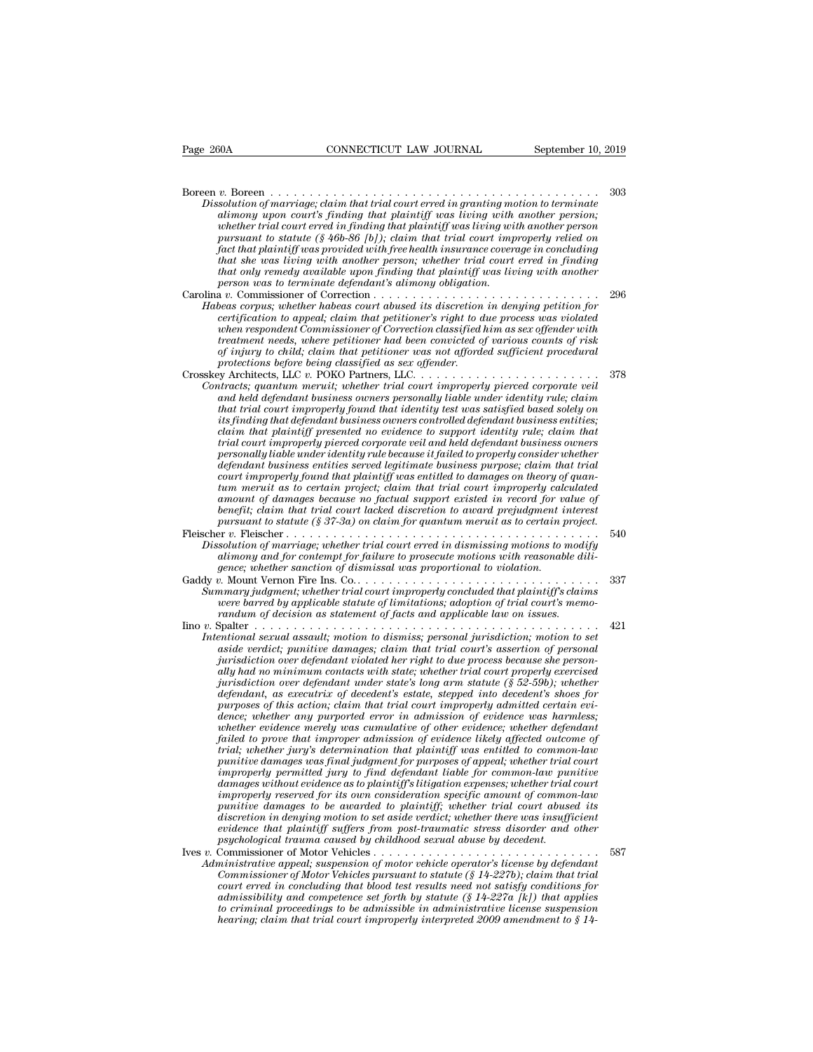Boreen *v.* Boreen . . . . . . . . . . . . . . . . . . . . . . . . . . . . . . . . . . . . . . . . . . . 303

*Dissolution of marriage; claim that trial court erred in granting motion to terminate alimony upon court's finding that plaintiff was living with another person; whether trial court erred in finding that plaintiff was living with another person pursuant to statute (§ 46b-86 [b]); claim that trial court improperly relied on fact that plaintiff was provided with free health insurance coverage in concluding that she was living with another person; whether trial court erred in finding that only remedy available upon finding that plaintiff was living with another person was to terminate defendant's alimony obligation.*

Carolina *v.* Commissioner of Correction . . . . . . . . . . . . . . . . . . . . . . . . . . . . 296

*Habeas corpus; whether habeas court abused its discretion in denying petition for certification to appeal; claim that petitioner's right to due process was violated when respondent Commissioner of Correction classified him as sex offender with treatment needs, where petitioner had been convicted of various counts of risk of injury to child; claim that petitioner was not afforded sufficient procedural protections before being classified as sex offender.*

Crosskey Architects, LLC *v.* POKO Partners, LLC. . . . . . . . . . . . . . . . . . . . . . . 378

*Contracts; quantum meruit; whether trial court improperly pierced corporate veil and held defendant business owners personally liable under identity rule; claim that trial court improperly found that identity test was satisfied based solely on its finding that defendant business owners controlled defendant business entities; claim that plaintiff presented no evidence to support identity rule; claim that trial court improperly pierced corporate veil and held defendant business owners personally liable under identity rule because it failed to properly consider whether defendant business entities served legitimate business purpose; claim that trial court improperly found that plaintiff was entitled to damages on theory of quantum meruit as to certain project; claim that trial court improperly calculated amount of damages because no factual support existed in record for value of benefit; claim that trial court lacked discretion to award prejudgment interest pursuant to statute (§ 37-3a) on claim for quantum meruit as to certain project.*

Fleischer *v.* Fleischer . . . . . . . . . . . . . . . . . . . . . . . . . . . . . . . . . . . . . . . . . 540

*Dissolution of marriage; whether trial court erred in dismissing motions to modify alimony and for contempt for failure to prosecute motions with reasonable diligence; whether sanction of dismissal was proportional to violation.*

Gaddy *v.* Mount Vernon Fire Ins. Co.. . . . . . . . . . . . . . . . . . . . . . . . . . . . . . . 337

*Summary judgment; whether trial court improperly concluded that plaintiff's claims were barred by applicable statute of limitations; adoption of trial court's memorandum of decision as statement of facts and applicable law on issues.*

Iino *v.* Spalter . . . . . . . . . . . . . . . . . . . . . . . . . . . . . . . . . . . . . . . . . . . . . . . 421

*Intentional sexual assault; motion to dismiss; personal jurisdiction; motion to set aside verdict; punitive damages; claim that trial court's assertion of personal jurisdiction over defendant violated her right to due process because she personally had no minimum contacts with state; whether trial court properly exercised jurisdiction over defendant under state's long arm statute (§ 52-59b); whether defendant, as executrix of decedent's estate, stepped into decedent's shoes for purposes of this action; claim that trial court improperly admitted certain evidence; whether any purported error in admission of evidence was harmless; whether evidence merely was cumulative of other evidence; whether defendant failed to prove that improper admission of evidence likely affected outcome of trial; whether jury's determination that plaintiff was entitled to common-law punitive damages was final judgment for purposes of appeal; whether trial court improperly permitted jury to find defendant liable for common-law punitive damages without evidence as to plaintiff's litigation expenses; whether trial court improperly reserved for its own consideration specific amount of common-law punitive damages to be awarded to plaintiff; whether trial court abused its discretion in denying motion to set aside verdict; whether there was insufficient evidence that plaintiff suffers from post-traumatic stress disorder and other psychological trauma caused by childhood sexual abuse by decedent.*

Ives *v.* Commissioner of Motor Vehicles . . . . . . . . . . . . . . . . . . . . . . . . . . . . 587

*Administrative appeal; suspension of motor vehicle operator's license by defendant Commissioner of Motor Vehicles pursuant to statute (§ 14-227b); claim that trial court erred in concluding that blood test results need not satisfy conditions for admissibility and competence set forth by statute (§ 14-227a [k]) that applies to criminal proceedings to be admissible in administrative license suspension hearing; claim that trial court improperly interpreted 2009 amendment to § 14-*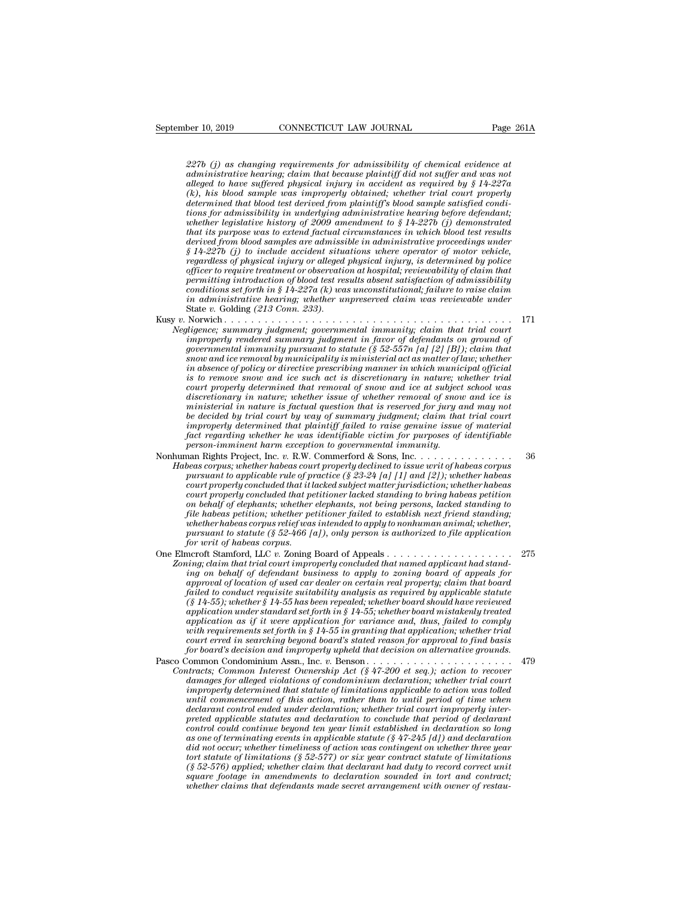*227b (j) as changing requirements for admissibility of chemical evidence at administrative hearing; claim that because plaintiff did not suffer and was not alleged to have suffered physical injury in accident as required by § 14-227a (k), his blood sample was improperly obtained; whether trial court properly determined that blood test derived from plaintiff's blood sample satisfied conditions for admissibility in underlying administrative hearing before defendant; whether legislative history of 2009 amendment to § 14-227b (j) demonstrated that its purpose was to extend factual circumstances in which blood test results derived from blood samples are admissible in administrative proceedings under § 14-227b (j) to include accident situations where operator of motor vehicle, regardless of physical injury or alleged physical injury, is determined by police officer to require treatment or observation at hospital; reviewability of claim that permitting introduction of blood test results absent satisfaction of admissibility conditions set forth in § 14-227a (k) was unconstitutional; failure to raise claim in administrative hearing; whether unpreserved claim was reviewable under* State *v.* Golding *(213 Conn. 233).*

Kusy *v.* Norwich . . . . . . . . . . . . . . . . . . . . . . . . . . . . . . . . . . . . . . . . 171

*Negligence; summary judgment; governmental immunity; claim that trial court improperly rendered summary judgment in favor of defendants on ground of governmental immunity pursuant to statute (§ 52-557n [a] [2] [B]); claim that snow and ice removal by municipality is ministerial act as matter of law; whether in absence of policy or directive prescribing manner in which municipal official is to remove snow and ice such act is discretionary in nature; whether trial court properly determined that removal of snow and ice at subject school was discretionary in nature; whether issue of whether removal of snow and ice is ministerial in nature is factual question that is reserved for jury and may not be decided by trial court by way of summary judgment; claim that trial court improperly determined that plaintiff failed to raise genuine issue of material fact regarding whether he was identifiable victim for purposes of identifiable person-imminent harm exception to governmental immunity.*

Nonhuman Rights Project, Inc. *v.* R.W. Commerford & Sons, Inc. . . . . . . . . . . . . . . 36

*Habeas corpus; whether habeas court properly declined to issue writ of habeas corpus pursuant to applicable rule of practice (§ 23-24 [a] [1] and [2]); whether habeas court properly concluded that it lacked subject matter jurisdiction; whether habeas court properly concluded that petitioner lacked standing to bring habeas petition on behalf of elephants; whether elephants, not being persons, lacked standing to file habeas petition; whether petitioner failed to establish next friend standing; whether habeas corpus relief was intended to apply to nonhuman animal; whether, pursuant to statute (§ 52-466 [a]), only person is authorized to file application for writ of habeas corpus.*

One Elmcroft Stamford, LLC *v.* Zoning Board of Appeals . . . . . . . . . . . . . . . . . . . 275

*Zoning; claim that trial court improperly concluded that named applicant had standing on behalf of defendant business to apply to zoning board of appeals for approval of location of used car dealer on certain real property; claim that board failed to conduct requisite suitability analysis as required by applicable statute (§ 14-55); whether § 14-55 has been repealed; whether board should have reviewed application under standard set forth in § 14-55; whether board mistakenly treated application as if it were application for variance and, thus, failed to comply with requirements set forth in § 14-55 in granting that application; whether trial court erred in searching beyond board's stated reason for approval to find basis for board's decision and improperly upheld that decision on alternative grounds.*

Pasco Common Condominium Assn., Inc. *v.* Benson . . . . . . . . . . . . . . . . . . . . . . 479

*Contracts; Common Interest Ownership Act (§ 47-200 et seq.); action to recover damages for alleged violations of condominium declaration; whether trial court improperly determined that statute of limitations applicable to action was tolled until commencement of this action, rather than to until period of time when declarant control ended under declaration; whether trial court improperly interpreted applicable statutes and declaration to conclude that period of declarant control could continue beyond ten year limit established in declaration so long as one of terminating events in applicable statute (§ 47-245 [d]) and declaration did not occur; whether timeliness of action was contingent on whether three year tort statute of limitations (§ 52-577) or six year contract statute of limitations (§ 52-576) applied; whether claim that declarant had duty to record correct unit square footage in amendments to declaration sounded in tort and contract; whether claims that defendants made secret arrangement with owner of restau-*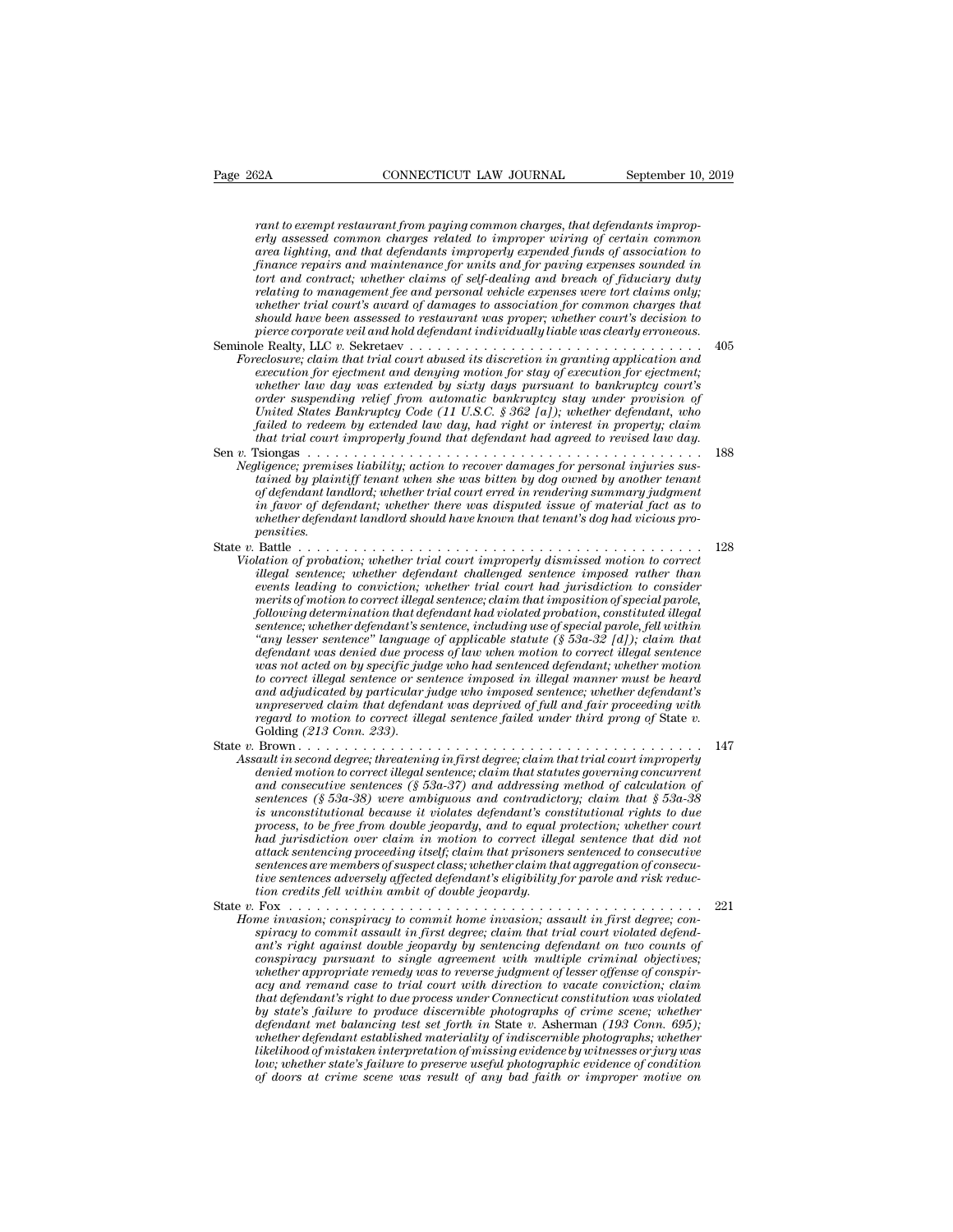*rant to exempt restaurant from paying common charges, that defendants improperly assessed common charges related to improper wiring of certain common area lighting, and that defendants improperly expended funds of association to finance repairs and maintenance for units and for paving expenses sounded in tort and contract; whether claims of self-dealing and breach of fiduciary duty relating to management fee and personal vehicle expenses were tort claims only; whether trial court's award of damages to association for common charges that should have been assessed to restaurant was proper; whether court's decision to pierce corporate veil and hold defendant individually liable was clearly erroneous.*

Seminole Realty, LLC *v.* Sekretaev . . . . . . . . . . . . . . . . . . . . . . . . . . . . . . . . . 405
*Foreclosure; claim that trial court abused its discretion in granting application and execution for ejectment and denying motion for stay of execution for ejectment; whether law day was extended by sixty days pursuant to bankruptcy court's order suspending relief from automatic bankruptcy stay under provision of United States Bankruptcy Code (11 U.S.C. § 362 [a]); whether defendant, who failed to redeem by extended law day, had right or interest in property; claim that trial court improperly found that defendant had agreed to revised law day.*

Sen *v.* Tsiongas . . . . . . . . . . . . . . . . . . . . . . . . . . . . . . . . . . . . . . . . . . . . 188
*Negligence; premises liability; action to recover damages for personal injuries sustained by plaintiff tenant when she was bitten by dog owned by another tenant of defendant landlord; whether trial court erred in rendering summary judgment in favor of defendant; whether there was disputed issue of material fact as to whether defendant landlord should have known that tenant's dog had vicious propensities.*

State *v.* Battle . . . . . . . . . . . . . . . . . . . . . . . . . . . . . . . . . . . . . . . . . . . . 128
*Violation of probation; whether trial court improperly dismissed motion to correct illegal sentence; whether defendant challenged sentence imposed rather than events leading to conviction; whether trial court had jurisdiction to consider merits of motion to correct illegal sentence; claim that imposition of special parole, following determination that defendant had violated probation, constituted illegal sentence; whether defendant's sentence, including use of special parole, fell within "any lesser sentence" language of applicable statute (§ 53a-32 [d]); claim that defendant was denied due process of law when motion to correct illegal sentence was not acted on by specific judge who had sentenced defendant; whether motion to correct illegal sentence or sentence imposed in illegal manner must be heard and adjudicated by particular judge who imposed sentence; whether defendant's unpreserved claim that defendant was deprived of full and fair proceeding with regard to motion to correct illegal sentence failed under third prong of* State *v.* Golding *(213 Conn. 233).*

State *v.* Brown . . . . . . . . . . . . . . . . . . . . . . . . . . . . . . . . . . . . . . . . . . . . 147
*Assault in second degree; threatening in first degree; claim that trial court improperly denied motion to correct illegal sentence; claim that statutes governing concurrent and consecutive sentences (§ 53a-37) and addressing method of calculation of sentences (§ 53a-38) were ambiguous and contradictory; claim that § 53a-38 is unconstitutional because it violates defendant's constitutional rights to due process, to be free from double jeopardy, and to equal protection; whether court had jurisdiction over claim in motion to correct illegal sentence that did not attack sentencing proceeding itself; claim that prisoners sentenced to consecutive sentences are members of suspect class; whether claim that aggregation of consecutive sentences adversely affected defendant's eligibility for parole and risk reduction credits fell within ambit of double jeopardy.*

State *v.* Fox . . . . . . . . . . . . . . . . . . . . . . . . . . . . . . . . . . . . . . . . . . . . 221
*Home invasion; conspiracy to commit home invasion; assault in first degree; conspiracy to commit assault in first degree; claim that trial court violated defendant's right against double jeopardy by sentencing defendant on two counts of conspiracy pursuant to single agreement with multiple criminal objectives; whether appropriate remedy was to reverse judgment of lesser offense of conspiracy and remand case to trial court with direction to vacate conviction; claim that defendant's right to due process under Connecticut constitution was violated by state's failure to produce discernible photographs of crime scene; whether defendant met balancing test set forth in* State *v.* Asherman *(193 Conn. 695); whether defendant established materiality of indiscernible photographs; whether likelihood of mistaken interpretation of missing evidence by witnesses or jury was low; whether state's failure to preserve useful photographic evidence of condition of doors at crime scene was result of any bad faith or improper motive on*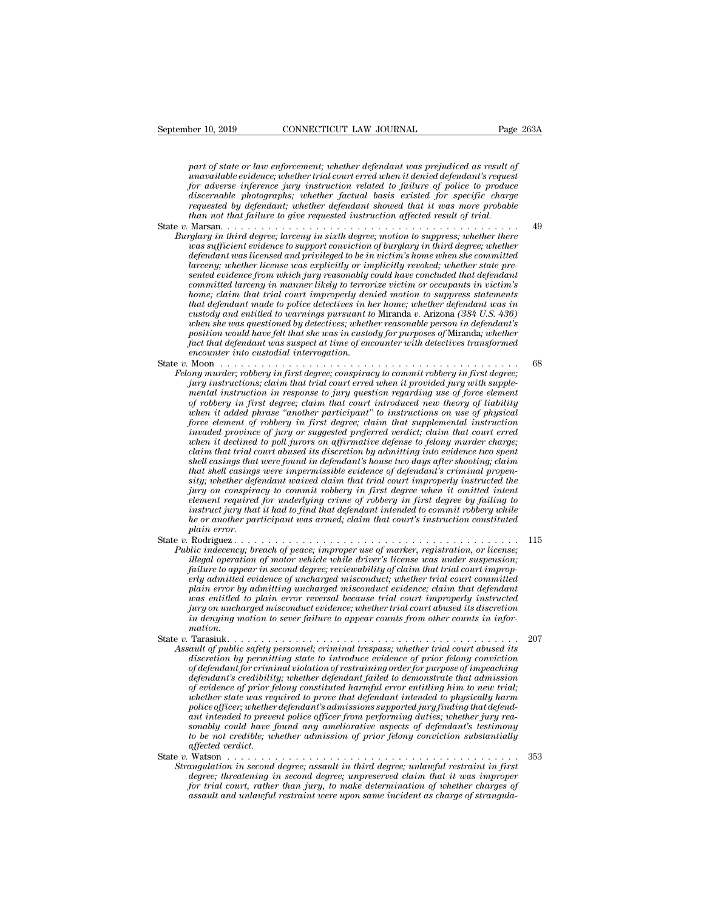*part of state or law enforcement; whether defendant was prejudiced as result of unavailable evidence; whether trial court erred when it denied defendant's request for adverse inference jury instruction related to failure of police to produce discernable photographs; whether factual basis existed for specific charge requested by defendant; whether defendant showed that it was more probable than not that failure to give requested instruction affected result of trial.*

State *v.* Marsan. . . . . . . . . . . . . . . . . . . . . . . . . . . . . . . . . . . . . . . . . . . 49

*Burglary in third degree; larceny in sixth degree; motion to suppress; whether there was sufficient evidence to support conviction of burglary in third degree; whether defendant was licensed and privileged to be in victim's home when she committed larceny; whether license was explicitly or implicitly revoked; whether state presented evidence from which jury reasonably could have concluded that defendant committed larceny in manner likely to terrorize victim or occupants in victim's home; claim that trial court improperly denied motion to suppress statements that defendant made to police detectives in her home; whether defendant was in custody and entitled to warnings pursuant to* Miranda *v.* Arizona *(384 U.S. 436) when she was questioned by detectives; whether reasonable person in defendant's position would have felt that she was in custody for purposes of* Miranda*; whether fact that defendant was suspect at time of encounter with detectives transformed encounter into custodial interrogation.*

State *v.* Moon . . . . . . . . . . . . . . . . . . . . . . . . . . . . . . . . . . . . . . . . . . . 68

*Felony murder; robbery in first degree; conspiracy to commit robbery in first degree; jury instructions; claim that trial court erred when it provided jury with supplemental instruction in response to jury question regarding use of force element of robbery in first degree; claim that court introduced new theory of liability when it added phrase "another participant" to instructions on use of physical force element of robbery in first degree; claim that supplemental instruction invaded province of jury or suggested preferred verdict; claim that court erred when it declined to poll jurors on affirmative defense to felony murder charge; claim that trial court abused its discretion by admitting into evidence two spent shell casings that were found in defendant's house two days after shooting; claim that shell casings were impermissible evidence of defendant's criminal propensity; whether defendant waived claim that trial court improperly instructed the jury on conspiracy to commit robbery in first degree when it omitted intent element required for underlying crime of robbery in first degree by failing to instruct jury that it had to find that defendant intended to commit robbery while he or another participant was armed; claim that court's instruction constituted plain error.*

State *v.* Rodriguez . . . . . . . . . . . . . . . . . . . . . . . . . . . . . . . . . . . . . . . . . 115

*Public indecency; breach of peace; improper use of marker, registration, or license; illegal operation of motor vehicle while driver's license was under suspension; failure to appear in second degree; reviewability of claim that trial court improperly admitted evidence of uncharged misconduct; whether trial court committed plain error by admitting uncharged misconduct evidence; claim that defendant was entitled to plain error reversal because trial court improperly instructed jury on uncharged misconduct evidence; whether trial court abused its discretion in denying motion to sever failure to appear counts from other counts in information.*

State *v.* Tarasiuk. . . . . . . . . . . . . . . . . . . . . . . . . . . . . . . . . . . . . . . . . . 207

*Assault of public safety personnel; criminal trespass; whether trial court abused its discretion by permitting state to introduce evidence of prior felony conviction of defendant for criminal violation of restraining order for purpose of impeaching defendant's credibility; whether defendant failed to demonstrate that admission of evidence of prior felony constituted harmful error entitling him to new trial; whether state was required to prove that defendant intended to physically harm police officer; whether defendant's admissions supported jury finding that defendant intended to prevent police officer from performing duties; whether jury reasonably could have found any ameliorative aspects of defendant's testimony to be not credible; whether admission of prior felony conviction substantially affected verdict.*

State *v.* Watson . . . . . . . . . . . . . . . . . . . . . . . . . . . . . . . . . . . . . . . . . . 353

*Strangulation in second degree; assault in third degree; unlawful restraint in first degree; threatening in second degree; unpreserved claim that it was improper for trial court, rather than jury, to make determination of whether charges of assault and unlawful restraint were upon same incident as charge of strangula-*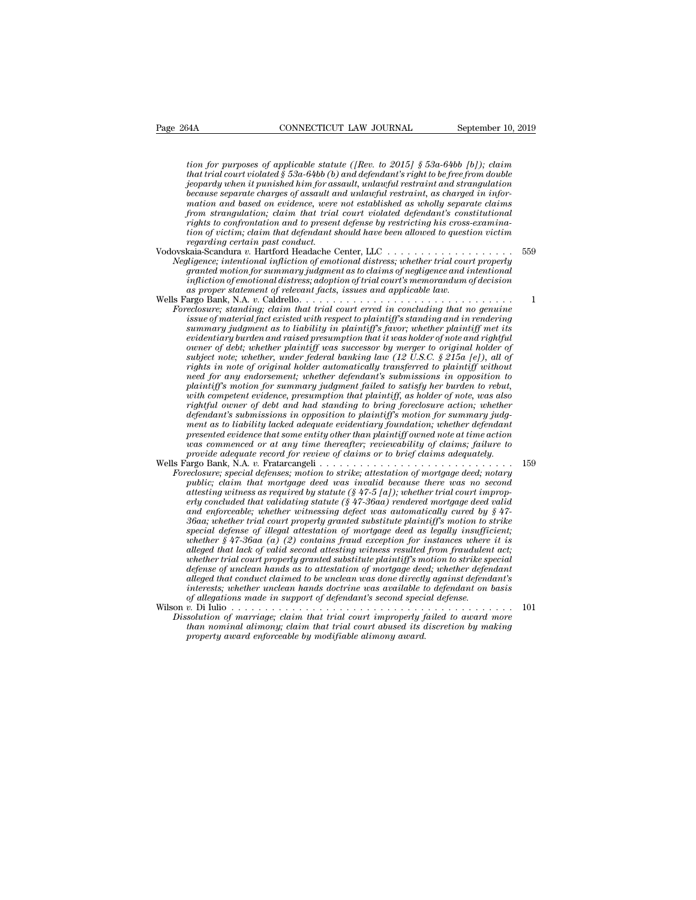*tion for purposes of applicable statute ([Rev. to 2015] § 53a-64bb [b]); claim that trial court violated § 53a-64bb (b) and defendant's right to be free from double jeopardy when it punished him for assault, unlawful restraint and strangulation because separate charges of assault and unlawful restraint, as charged in information and based on evidence, were not established as wholly separate claims from strangulation; claim that trial court violated defendant's constitutional rights to confrontation and to present defense by restricting his cross-examination of victim; claim that defendant should have been allowed to question victim regarding certain past conduct.*

Vodovskaia-Scandura *v.* Hartford Headache Center, LLC . . . . . . . . . . . . . . . . . . . 559
*Negligence; intentional infliction of emotional distress; whether trial court properly granted motion for summary judgment as to claims of negligence and intentional infliction of emotional distress; adoption of trial court's memorandum of decision as proper statement of relevant facts, issues and applicable law.*

Wells Fargo Bank, N.A. *v.* Caldrello. . . . . . . . . . . . . . . . . . . . . . . . . . . . . . . . 1
*Foreclosure; standing; claim that trial court erred in concluding that no genuine issue of material fact existed with respect to plaintiff's standing and in rendering summary judgment as to liability in plaintiff's favor; whether plaintiff met its evidentiary burden and raised presumption that it was holder of note and rightful owner of debt; whether plaintiff was successor by merger to original holder of subject note; whether, under federal banking law (12 U.S.C. § 215a [e]), all of rights in note of original holder automatically transferred to plaintiff without need for any endorsement; whether defendant's submissions in opposition to plaintiff's motion for summary judgment failed to satisfy her burden to rebut, with competent evidence, presumption that plaintiff, as holder of note, was also rightful owner of debt and had standing to bring foreclosure action; whether defendant's submissions in opposition to plaintiff's motion for summary judgment as to liability lacked adequate evidentiary foundation; whether defendant presented evidence that some entity other than plaintiff owned note at time action was commenced or at any time thereafter; reviewability of claims; failure to provide adequate record for review of claims or to brief claims adequately.*

Wells Fargo Bank, N.A. *v.* Fratarcangeli . . . . . . . . . . . . . . . . . . . . . . . . . . . . . 159
*Foreclosure; special defenses; motion to strike; attestation of mortgage deed; notary public; claim that mortgage deed was invalid because there was no second attesting witness as required by statute (§ 47-5 [a]); whether trial court improperly concluded that validating statute (§ 47-36aa) rendered mortgage deed valid and enforceable; whether witnessing defect was automatically cured by § 47-36aa; whether trial court properly granted substitute plaintiff's motion to strike special defense of illegal attestation of mortgage deed as legally insufficient; whether § 47-36aa (a) (2) contains fraud exception for instances where it is alleged that lack of valid second attesting witness resulted from fraudulent act; whether trial court properly granted substitute plaintiff's motion to strike special defense of unclean hands as to attestation of mortgage deed; whether defendant alleged that conduct claimed to be unclean was done directly against defendant's interests; whether unclean hands doctrine was available to defendant on basis of allegations made in support of defendant's second special defense.*

Wilson *v.* Di Iulio . . . . . . . . . . . . . . . . . . . . . . . . . . . . . . . . . . . . . . . . . . 101
*Dissolution of marriage; claim that trial court improperly failed to award more than nominal alimony; claim that trial court abused its discretion by making property award enforceable by modifiable alimony award.*